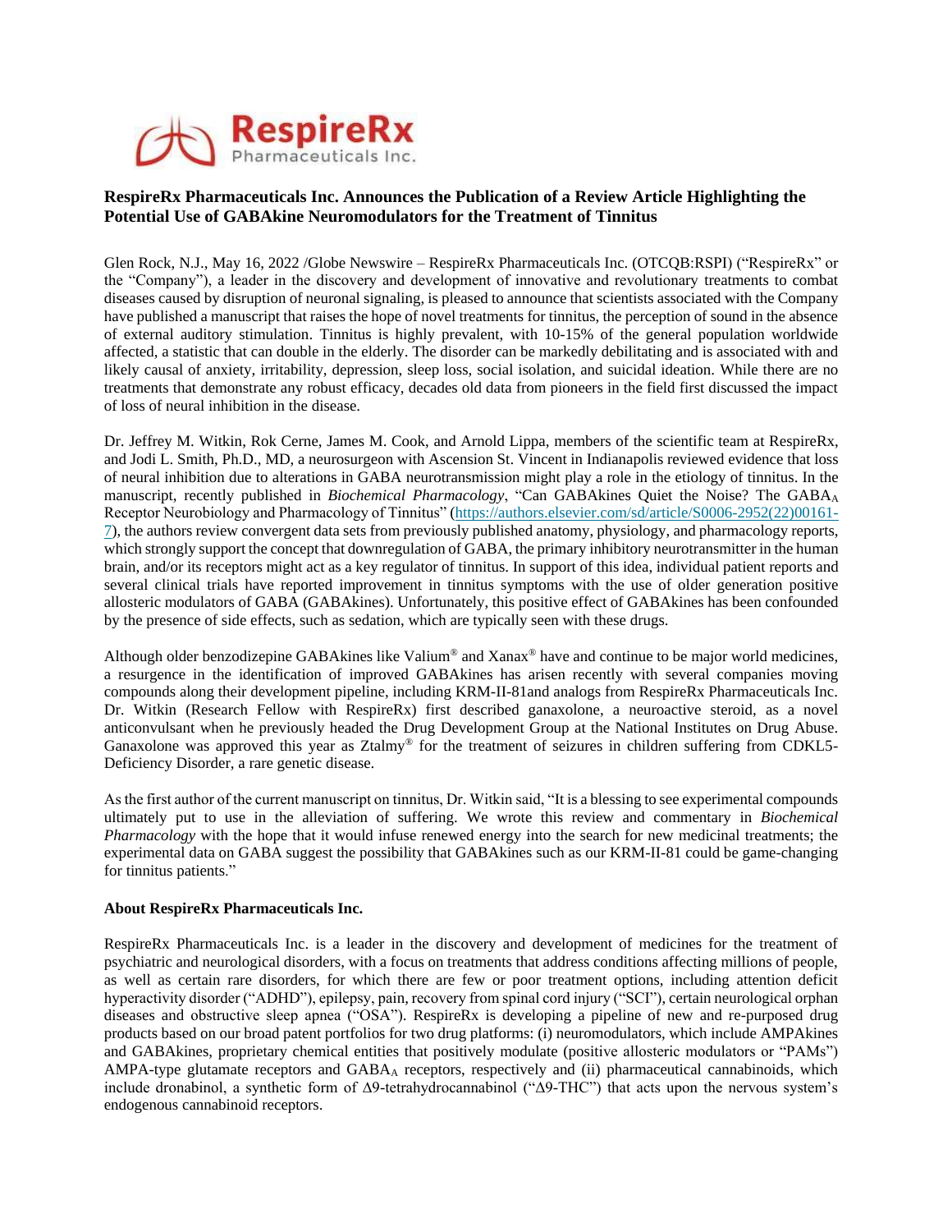RespireRx Pharmaceuticals Inc.

## RespireRx Pharmaceuticals Inc. Announces the Publication of a Review Article Highlighting the Potential Use of GABAkine Neuromodulators for the Treatment of Tinnitus

Glen Rock, N.J., May 16, 2022 /Globe Newswire – RespireRx Pharmaceuticals Inc. (OTCQB:RSPI) ("RespireRx" or the "Company"), a leader in the discovery and development of innovative and revolutionary treatments to combat diseases caused by disruption of neuronal signaling, is pleased to announce that scientists associated with the Company have published a manuscript that raises the hope of novel treatments for tinnitus, the perception of sound in the absence of external auditory stimulation. Tinnitus is highly prevalent, with 10-15% of the general population worldwide affected, a statistic that can double in the elderly. The disorder can be markedly debilitating and is associated with and likely causal of anxiety, irritability, depression, sleep loss, social isolation, and suicidal ideation. While there are no treatments that demonstrate any robust efficacy, decades old data from pioneers in the field first discussed the impact of loss of neural inhibition in the disease.

Dr. Jeffrey M. Witkin, Rok Cerne, James M. Cook, and Arnold Lippa, members of the scientific team at RespireRx, and Jodi L. Smith, Ph.D., MD, a neurosurgeon with Ascension St. Vincent in Indianapolis reviewed evidence that loss of neural inhibition due to alterations in GABA neurotransmission might play a role in the etiology of tinnitus. In the manuscript, recently published in *Biochemical Pharmacology*, "Can GABAkines Quiet the Noise? The $GABA_A$ Receptor Neurobiology and Pharmacology of Tinnitus" (https://authors.elsevier.com/sd/article/S0006-2952(22)00161-7), the authors review convergent data sets from previously published anatomy, physiology, and pharmacology reports, which strongly support the concept that downregulation of GABA, the primary inhibitory neurotransmitter in the human brain, and/or its receptors might act as a key regulator of tinnitus. In support of this idea, individual patient reports and several clinical trials have reported improvement in tinnitus symptoms with the use of older generation positive allosteric modulators of GABA (GABAkines). Unfortunately, this positive effect of GABAkines has been confounded by the presence of side effects, such as sedation, which are typically seen with these drugs.

Although older benzodizepine GABAkines like Valium® and Xanax® have and continue to be major world medicines, a resurgence in the identification of improved GABAkines has arisen recently with several companies moving compounds along their development pipeline, including KRM-II-81and analogs from RespireRx Pharmaceuticals Inc. Dr. Witkin (Research Fellow with RespireRx) first described ganaxolone, a neuroactive steroid, as a novel anticonvulsant when he previously headed the Drug Development Group at the National Institutes on Drug Abuse. Ganaxolone was approved this year as Ztalmy® for the treatment of seizures in children suffering from CDKL5-Deficiency Disorder, a rare genetic disease.

As the first author of the current manuscript on tinnitus, Dr. Witkin said, "It is a blessing to see experimental compounds ultimately put to use in the alleviation of suffering. We wrote this review and commentary in *Biochemical Pharmacology* with the hope that it would infuse renewed energy into the search for new medicinal treatments; the experimental data on GABA suggest the possibility that GABAkines such as our KRM-II-81 could be game-changing for tinnitus patients."

### About RespireRx Pharmaceuticals Inc.

RespireRx Pharmaceuticals Inc. is a leader in the discovery and development of medicines for the treatment of psychiatric and neurological disorders, with a focus on treatments that address conditions affecting millions of people, as well as certain rare disorders, for which there are few or poor treatment options, including attention deficit hyperactivity disorder ("ADHD"), epilepsy, pain, recovery from spinal cord injury ("SCI"), certain neurological orphan diseases and obstructive sleep apnea ("OSA"). RespireRx is developing a pipeline of new and re-purposed drug products based on our broad patent portfolios for two drug platforms: (i) neuromodulators, which include AMPAkines and GABAkines, proprietary chemical entities that positively modulate (positive allosteric modulators or "PAMs") AMPA-type glutamate receptors and $GABA_A$ receptors, respectively and (ii) pharmaceutical cannabinoids, which include dronabinol, a synthetic form of Δ9-tetrahydrocannabinol ("Δ9-THC") that acts upon the nervous system's endogenous cannabinoid receptors.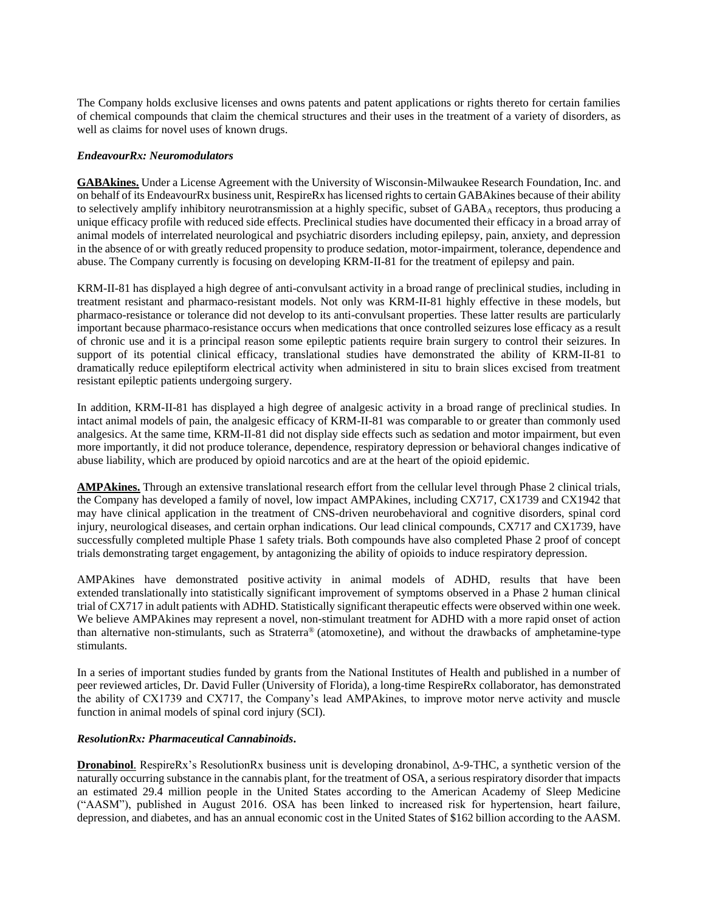The Company holds exclusive licenses and owns patents and patent applications or rights thereto for certain families of chemical compounds that claim the chemical structures and their uses in the treatment of a variety of disorders, as well as claims for novel uses of known drugs.

***EndeavourRx: Neuromodulators***

**GABAkines.** Under a License Agreement with the University of Wisconsin-Milwaukee Research Foundation, Inc. and on behalf of its EndeavourRx business unit, RespireRx has licensed rights to certain GABAkines because of their ability to selectively amplify inhibitory neurotransmission at a highly specific, subset of $GABA_A$ receptors, thus producing a unique efficacy profile with reduced side effects. Preclinical studies have documented their efficacy in a broad array of animal models of interrelated neurological and psychiatric disorders including epilepsy, pain, anxiety, and depression in the absence of or with greatly reduced propensity to produce sedation, motor-impairment, tolerance, dependence and abuse. The Company currently is focusing on developing KRM-II-81 for the treatment of epilepsy and pain.

KRM-II-81 has displayed a high degree of anti-convulsant activity in a broad range of preclinical studies, including in treatment resistant and pharmaco-resistant models. Not only was KRM-II-81 highly effective in these models, but pharmaco-resistance or tolerance did not develop to its anti-convulsant properties. These latter results are particularly important because pharmaco-resistance occurs when medications that once controlled seizures lose efficacy as a result of chronic use and it is a principal reason some epileptic patients require brain surgery to control their seizures. In support of its potential clinical efficacy, translational studies have demonstrated the ability of KRM-II-81 to dramatically reduce epileptiform electrical activity when administered in situ to brain slices excised from treatment resistant epileptic patients undergoing surgery.

In addition, KRM-II-81 has displayed a high degree of analgesic activity in a broad range of preclinical studies. In intact animal models of pain, the analgesic efficacy of KRM-II-81 was comparable to or greater than commonly used analgesics. At the same time, KRM-II-81 did not display side effects such as sedation and motor impairment, but even more importantly, it did not produce tolerance, dependence, respiratory depression or behavioral changes indicative of abuse liability, which are produced by opioid narcotics and are at the heart of the opioid epidemic.

**AMPAkines.** Through an extensive translational research effort from the cellular level through Phase 2 clinical trials, the Company has developed a family of novel, low impact AMPAkines, including CX717, CX1739 and CX1942 that may have clinical application in the treatment of CNS-driven neurobehavioral and cognitive disorders, spinal cord injury, neurological diseases, and certain orphan indications. Our lead clinical compounds, CX717 and CX1739, have successfully completed multiple Phase 1 safety trials. Both compounds have also completed Phase 2 proof of concept trials demonstrating target engagement, by antagonizing the ability of opioids to induce respiratory depression.

AMPAkines have demonstrated positive activity in animal models of ADHD, results that have been extended translationally into statistically significant improvement of symptoms observed in a Phase 2 human clinical trial of CX717 in adult patients with ADHD. Statistically significant therapeutic effects were observed within one week. We believe AMPAkines may represent a novel, non-stimulant treatment for ADHD with a more rapid onset of action than alternative non-stimulants, such as Straterra® (atomoxetine), and without the drawbacks of amphetamine-type stimulants.

In a series of important studies funded by grants from the National Institutes of Health and published in a number of peer reviewed articles, Dr. David Fuller (University of Florida), a long-time RespireRx collaborator, has demonstrated the ability of CX1739 and CX717, the Company's lead AMPAkines, to improve motor nerve activity and muscle function in animal models of spinal cord injury (SCI).

***ResolutionRx: Pharmaceutical Cannabinoids.***

**Dronabinol**. RespireRx's ResolutionRx business unit is developing dronabinol, $\Delta$-9-THC, a synthetic version of the naturally occurring substance in the cannabis plant, for the treatment of OSA, a serious respiratory disorder that impacts an estimated 29.4 million people in the United States according to the American Academy of Sleep Medicine ("AASM"), published in August 2016. OSA has been linked to increased risk for hypertension, heart failure, depression, and diabetes, and has an annual economic cost in the United States of $162 billion according to the AASM.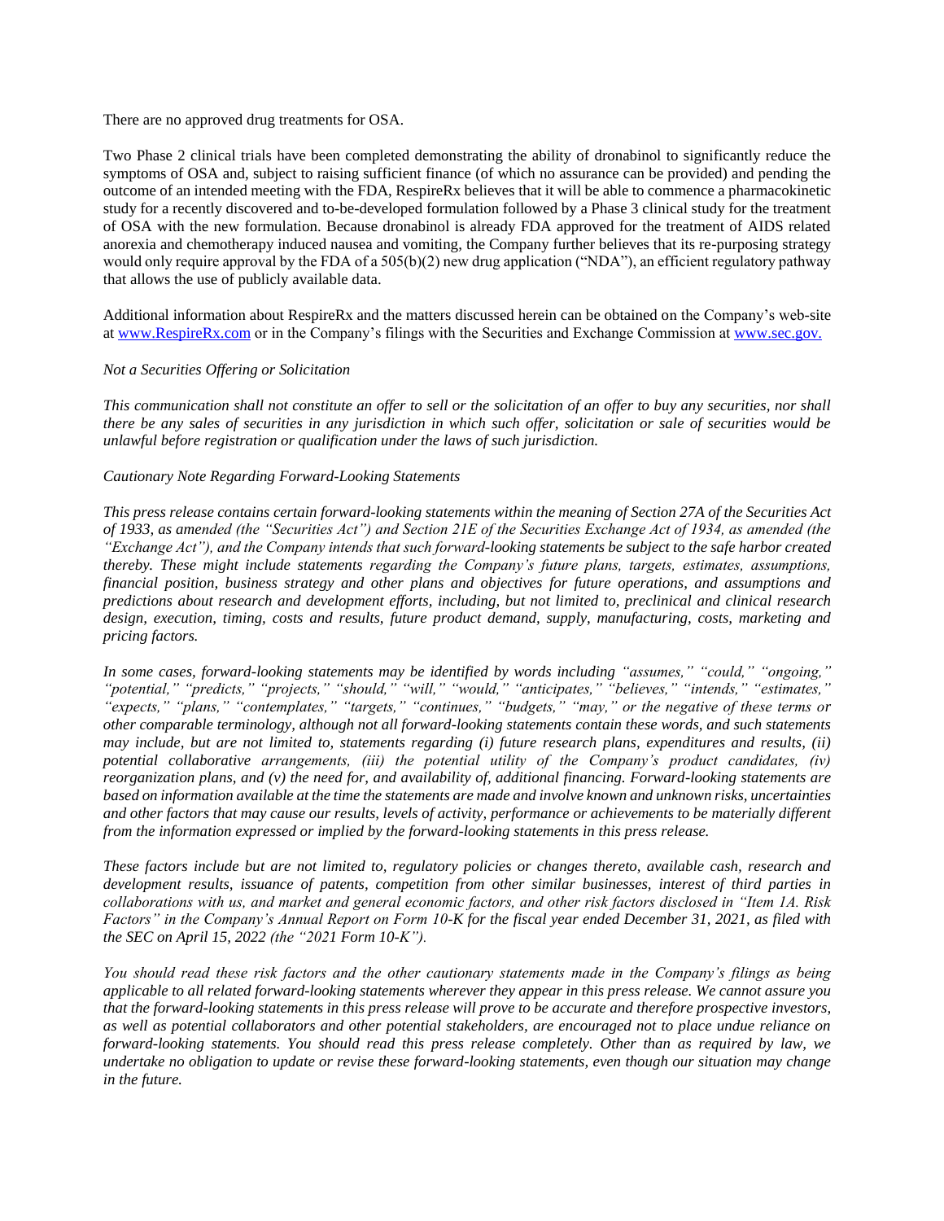There are no approved drug treatments for OSA.

Two Phase 2 clinical trials have been completed demonstrating the ability of dronabinol to significantly reduce the symptoms of OSA and, subject to raising sufficient finance (of which no assurance can be provided) and pending the outcome of an intended meeting with the FDA, RespireRx believes that it will be able to commence a pharmacokinetic study for a recently discovered and to-be-developed formulation followed by a Phase 3 clinical study for the treatment of OSA with the new formulation. Because dronabinol is already FDA approved for the treatment of AIDS related anorexia and chemotherapy induced nausea and vomiting, the Company further believes that its re-purposing strategy would only require approval by the FDA of a 505(b)(2) new drug application ("NDA"), an efficient regulatory pathway that allows the use of publicly available data.

Additional information about RespireRx and the matters discussed herein can be obtained on the Company's web-site at [www.RespireRx.com](http://www.RespireRx.com) or in the Company's filings with the Securities and Exchange Commission at [www.sec.gov.](http://www.sec.gov)

*Not a Securities Offering or Solicitation*

*This communication shall not constitute an offer to sell or the solicitation of an offer to buy any securities, nor shall there be any sales of securities in any jurisdiction in which such offer, solicitation or sale of securities would be unlawful before registration or qualification under the laws of such jurisdiction.*

*Cautionary Note Regarding Forward-Looking Statements*

*This press release contains certain forward-looking statements within the meaning of Section 27A of the Securities Act of 1933, as amended (the "Securities Act") and Section 21E of the Securities Exchange Act of 1934, as amended (the "Exchange Act"), and the Company intends that such forward-looking statements be subject to the safe harbor created thereby. These might include statements regarding the Company's future plans, targets, estimates, assumptions, financial position, business strategy and other plans and objectives for future operations, and assumptions and predictions about research and development efforts, including, but not limited to, preclinical and clinical research design, execution, timing, costs and results, future product demand, supply, manufacturing, costs, marketing and pricing factors.*

*In some cases, forward-looking statements may be identified by words including "assumes," "could," "ongoing," "potential," "predicts," "projects," "should," "will," "would," "anticipates," "believes," "intends," "estimates," "expects," "plans," "contemplates," "targets," "continues," "budgets," "may," or the negative of these terms or other comparable terminology, although not all forward-looking statements contain these words, and such statements may include, but are not limited to, statements regarding (i) future research plans, expenditures and results, (ii) potential collaborative arrangements, (iii) the potential utility of the Company's product candidates, (iv) reorganization plans, and (v) the need for, and availability of, additional financing. Forward-looking statements are based on information available at the time the statements are made and involve known and unknown risks, uncertainties and other factors that may cause our results, levels of activity, performance or achievements to be materially different from the information expressed or implied by the forward-looking statements in this press release.*

*These factors include but are not limited to, regulatory policies or changes thereto, available cash, research and development results, issuance of patents, competition from other similar businesses, interest of third parties in collaborations with us, and market and general economic factors, and other risk factors disclosed in "Item 1A. Risk Factors" in the Company's Annual Report on Form 10-K for the fiscal year ended December 31, 2021, as filed with the SEC on April 15, 2022 (the "2021 Form 10-K").*

*You should read these risk factors and the other cautionary statements made in the Company's filings as being applicable to all related forward-looking statements wherever they appear in this press release. We cannot assure you that the forward-looking statements in this press release will prove to be accurate and therefore prospective investors, as well as potential collaborators and other potential stakeholders, are encouraged not to place undue reliance on forward-looking statements. You should read this press release completely. Other than as required by law, we undertake no obligation to update or revise these forward-looking statements, even though our situation may change in the future.*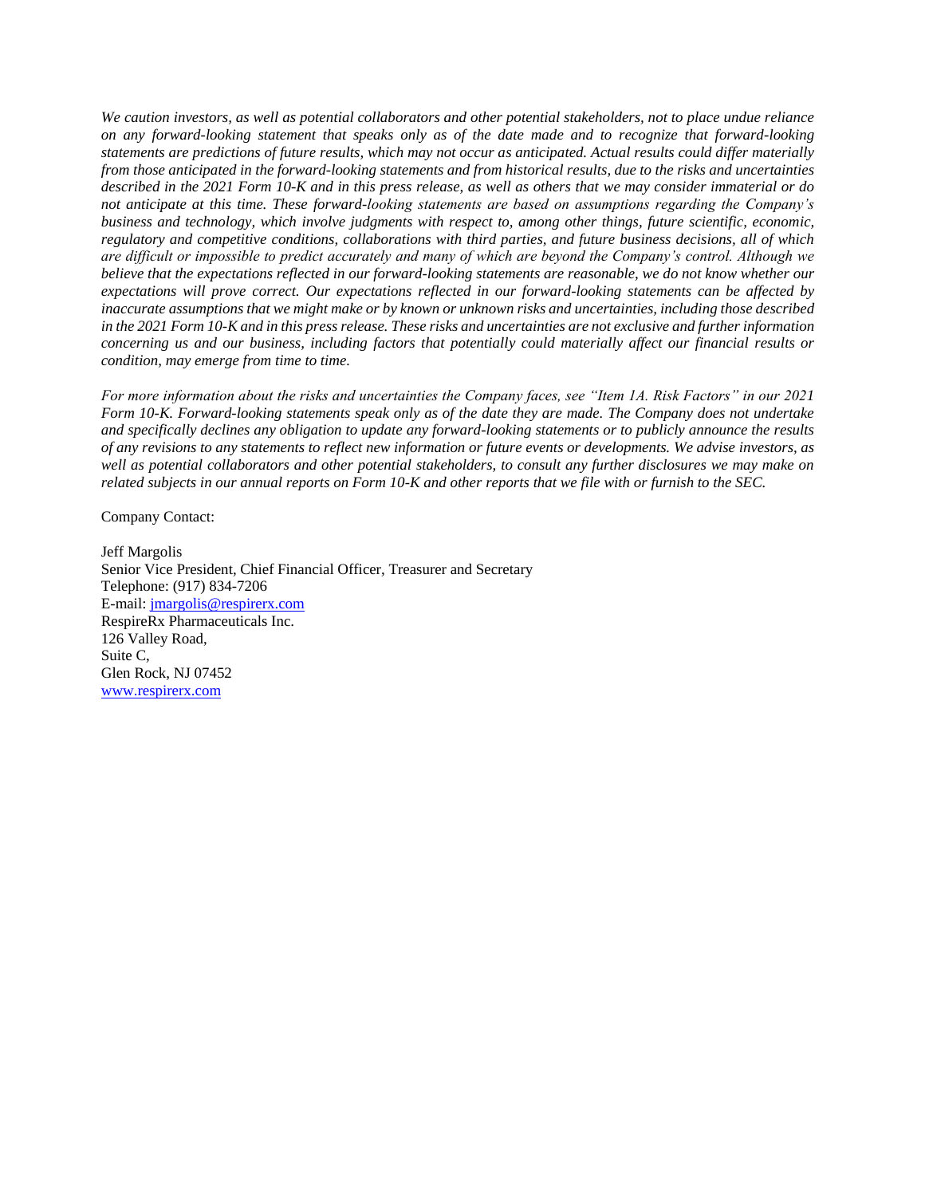*We caution investors, as well as potential collaborators and other potential stakeholders, not to place undue reliance on any forward-looking statement that speaks only as of the date made and to recognize that forward-looking statements are predictions of future results, which may not occur as anticipated. Actual results could differ materially from those anticipated in the forward-looking statements and from historical results, due to the risks and uncertainties described in the 2021 Form 10-K and in this press release, as well as others that we may consider immaterial or do not anticipate at this time. These forward-looking statements are based on assumptions regarding the Company's business and technology, which involve judgments with respect to, among other things, future scientific, economic, regulatory and competitive conditions, collaborations with third parties, and future business decisions, all of which are difficult or impossible to predict accurately and many of which are beyond the Company's control. Although we believe that the expectations reflected in our forward-looking statements are reasonable, we do not know whether our expectations will prove correct. Our expectations reflected in our forward-looking statements can be affected by inaccurate assumptions that we might make or by known or unknown risks and uncertainties, including those described in the 2021 Form 10-K and in this press release. These risks and uncertainties are not exclusive and further information concerning us and our business, including factors that potentially could materially affect our financial results or condition, may emerge from time to time.*

*For more information about the risks and uncertainties the Company faces, see "Item 1A. Risk Factors" in our 2021 Form 10-K. Forward-looking statements speak only as of the date they are made. The Company does not undertake and specifically declines any obligation to update any forward-looking statements or to publicly announce the results of any revisions to any statements to reflect new information or future events or developments. We advise investors, as well as potential collaborators and other potential stakeholders, to consult any further disclosures we may make on related subjects in our annual reports on Form 10-K and other reports that we file with or furnish to the SEC.*

Company Contact:

Jeff Margolis
Senior Vice President, Chief Financial Officer, Treasurer and Secretary
Telephone: (917) 834-7206
E-mail: jmargolis@respirerx.com
RespireRx Pharmaceuticals Inc.
126 Valley Road,
Suite C,
Glen Rock, NJ 07452
www.respirerx.com